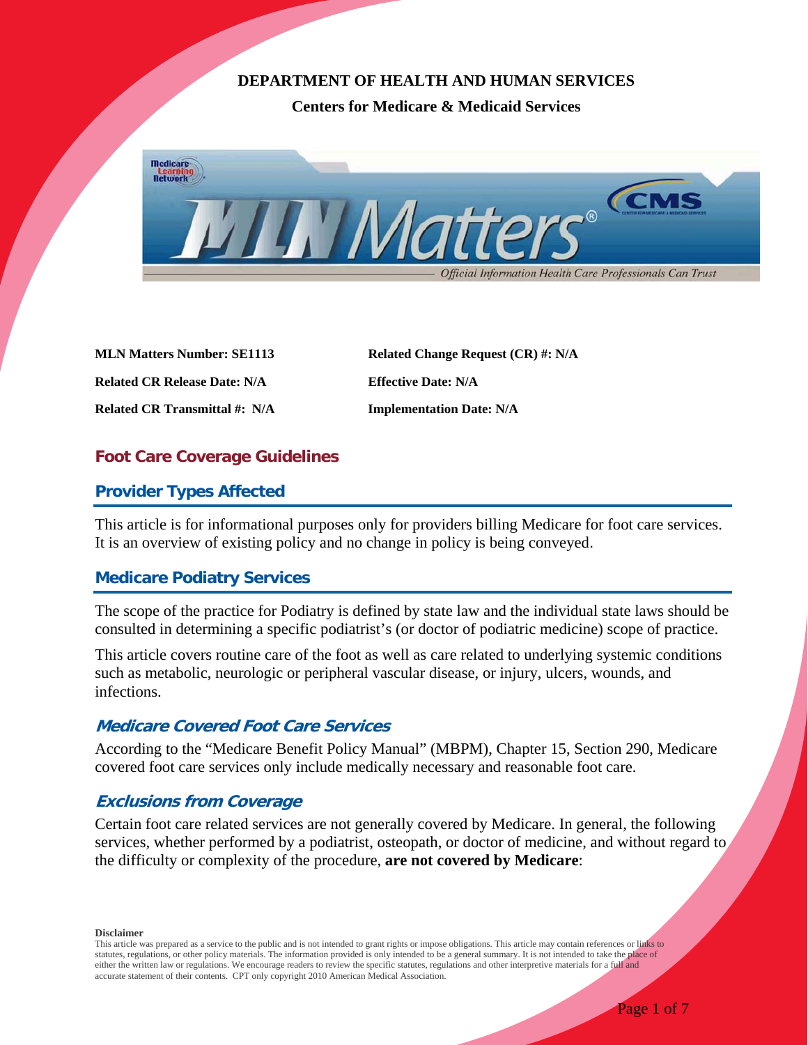**DEPARTMENT OF HEALTH AND HUMAN SERVICES**

**Centers for Medicare & Medicaid Services**

| | |
|---|---|
| **MLN Matters Number: SE1113** | **Related Change Request (CR) #: N/A** |
| **Related CR Release Date: N/A** | **Effective Date: N/A** |
| **Related CR Transmittal #: N/A** | **Implementation Date: N/A** |

# Foot Care Coverage Guidelines

## Provider Types Affected

This article is for informational purposes only for providers billing Medicare for foot care services. It is an overview of existing policy and no change in policy is being conveyed.

## Medicare Podiatry Services

The scope of the practice for Podiatry is defined by state law and the individual state laws should be consulted in determining a specific podiatrist's (or doctor of podiatric medicine) scope of practice.

This article covers routine care of the foot as well as care related to underlying systemic conditions such as metabolic, neurologic or peripheral vascular disease, or injury, ulcers, wounds, and infections.

### *Medicare Covered Foot Care Services*

According to the "Medicare Benefit Policy Manual" (MBPM), Chapter 15, Section 290, Medicare covered foot care services only include medically necessary and reasonable foot care.

### *Exclusions from Coverage*

Certain foot care related services are not generally covered by Medicare. In general, the following services, whether performed by a podiatrist, osteopath, or doctor of medicine, and without regard to the difficulty or complexity of the procedure, **are not covered by Medicare**:

**Disclaimer**

This article was prepared as a service to the public and is not intended to grant rights or impose obligations. This article may contain references or links to statutes, regulations, or other policy materials. The information provided is only intended to be a general summary. It is not intended to take the place of either the written law or regulations. We encourage readers to review the specific statutes, regulations and other interpretive materials for a full and accurate statement of their contents. CPT only copyright 2010 American Medical Association.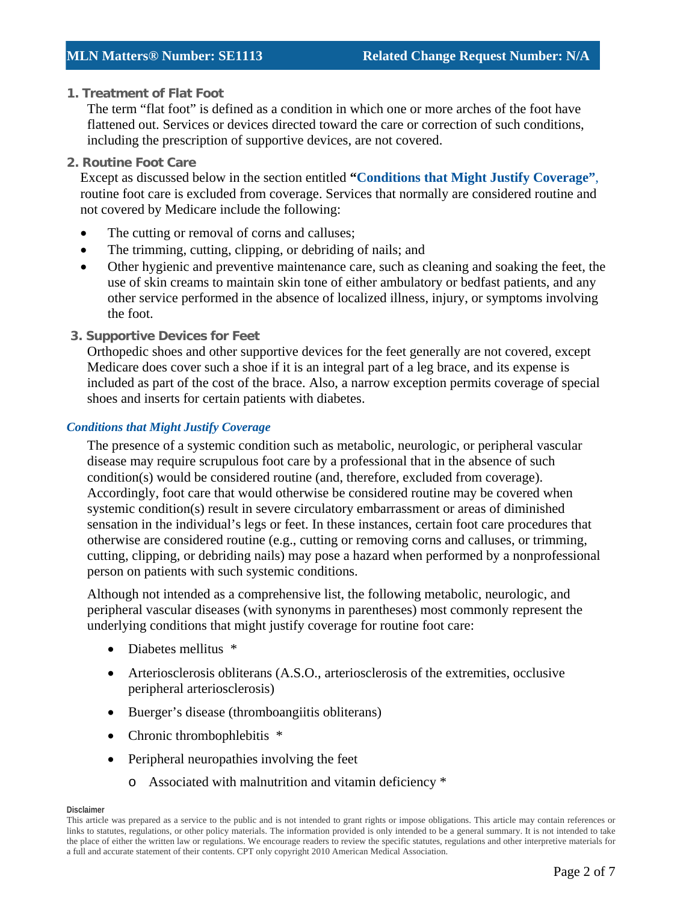### 1. Treatment of Flat Foot

The term "flat foot" is defined as a condition in which one or more arches of the foot have flattened out. Services or devices directed toward the care or correction of such conditions, including the prescription of supportive devices, are not covered.

### 2. Routine Foot Care

Except as discussed below in the section entitled **"Conditions that Might Justify Coverage"**, routine foot care is excluded from coverage. Services that normally are considered routine and not covered by Medicare include the following:

- The cutting or removal of corns and calluses;
- The trimming, cutting, clipping, or debriding of nails; and
- Other hygienic and preventive maintenance care, such as cleaning and soaking the feet, the use of skin creams to maintain skin tone of either ambulatory or bedfast patients, and any other service performed in the absence of localized illness, injury, or symptoms involving the foot.

### 3. Supportive Devices for Feet

Orthopedic shoes and other supportive devices for the feet generally are not covered, except Medicare does cover such a shoe if it is an integral part of a leg brace, and its expense is included as part of the cost of the brace. Also, a narrow exception permits coverage of special shoes and inserts for certain patients with diabetes.

### *Conditions that Might Justify Coverage*

The presence of a systemic condition such as metabolic, neurologic, or peripheral vascular disease may require scrupulous foot care by a professional that in the absence of such condition(s) would be considered routine (and, therefore, excluded from coverage). Accordingly, foot care that would otherwise be considered routine may be covered when systemic condition(s) result in severe circulatory embarrassment or areas of diminished sensation in the individual's legs or feet. In these instances, certain foot care procedures that otherwise are considered routine (e.g., cutting or removing corns and calluses, or trimming, cutting, clipping, or debriding nails) may pose a hazard when performed by a nonprofessional person on patients with such systemic conditions.

Although not intended as a comprehensive list, the following metabolic, neurologic, and peripheral vascular diseases (with synonyms in parentheses) most commonly represent the underlying conditions that might justify coverage for routine foot care:

- Diabetes mellitus *
- Arteriosclerosis obliterans (A.S.O., arteriosclerosis of the extremities, occlusive peripheral arteriosclerosis)
- Buerger's disease (thromboangiitis obliterans)
- Chronic thrombophlebitis *
- Peripheral neuropathies involving the feet
  - Associated with malnutrition and vitamin deficiency *

**Disclaimer**

This article was prepared as a service to the public and is not intended to grant rights or impose obligations. This article may contain references or links to statutes, regulations, or other policy materials. The information provided is only intended to be a general summary. It is not intended to take the place of either the written law or regulations. We encourage readers to review the specific statutes, regulations and other interpretive materials for a full and accurate statement of their contents. CPT only copyright 2010 American Medical Association.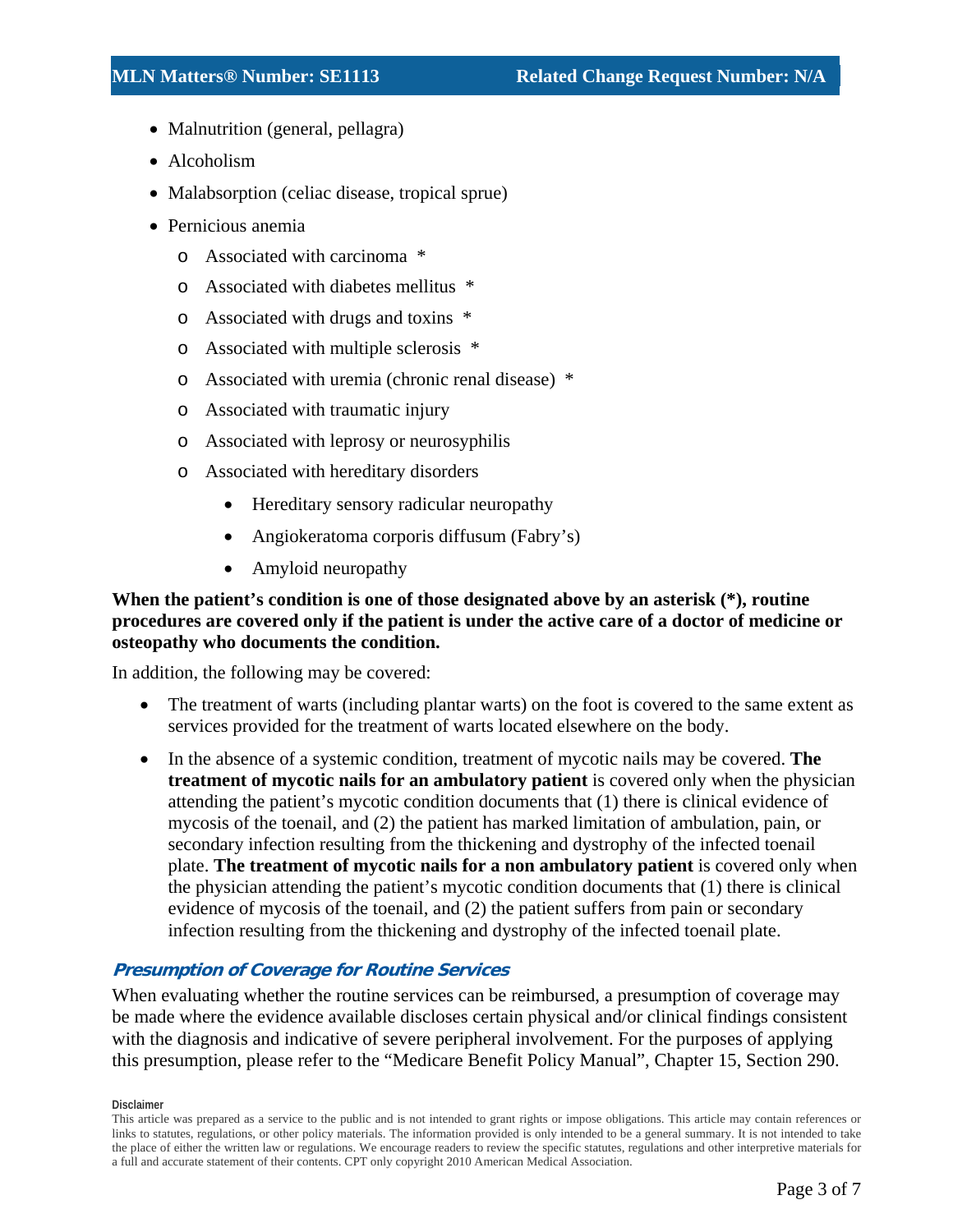- Malnutrition (general, pellagra)
- Alcoholism
- Malabsorption (celiac disease, tropical sprue)
- Pernicious anemia
    - Associated with carcinoma *
    - Associated with diabetes mellitus *
    - Associated with drugs and toxins *
    - Associated with multiple sclerosis *
    - Associated with uremia (chronic renal disease) *
    - Associated with traumatic injury
    - Associated with leprosy or neurosyphilis
    - Associated with hereditary disorders
        - Hereditary sensory radicular neuropathy
        - Angiokeratoma corporis diffusum (Fabry's)
        - Amyloid neuropathy

**When the patient's condition is one of those designated above by an asterisk (*), routine procedures are covered only if the patient is under the active care of a doctor of medicine or osteopathy who documents the condition.**

In addition, the following may be covered:

- The treatment of warts (including plantar warts) on the foot is covered to the same extent as services provided for the treatment of warts located elsewhere on the body.
- In the absence of a systemic condition, treatment of mycotic nails may be covered. **The treatment of mycotic nails for an ambulatory patient** is covered only when the physician attending the patient's mycotic condition documents that (1) there is clinical evidence of mycosis of the toenail, and (2) the patient has marked limitation of ambulation, pain, or secondary infection resulting from the thickening and dystrophy of the infected toenail plate. **The treatment of mycotic nails for a non ambulatory patient** is covered only when the physician attending the patient's mycotic condition documents that (1) there is clinical evidence of mycosis of the toenail, and (2) the patient suffers from pain or secondary infection resulting from the thickening and dystrophy of the infected toenail plate.

### *Presumption of Coverage for Routine Services*

When evaluating whether the routine services can be reimbursed, a presumption of coverage may be made where the evidence available discloses certain physical and/or clinical findings consistent with the diagnosis and indicative of severe peripheral involvement. For the purposes of applying this presumption, please refer to the "Medicare Benefit Policy Manual", Chapter 15, Section 290.

**Disclaimer**

This article was prepared as a service to the public and is not intended to grant rights or impose obligations. This article may contain references or links to statutes, regulations, or other policy materials. The information provided is only intended to be a general summary. It is not intended to take the place of either the written law or regulations. We encourage readers to review the specific statutes, regulations and other interpretive materials for a full and accurate statement of their contents. CPT only copyright 2010 American Medical Association.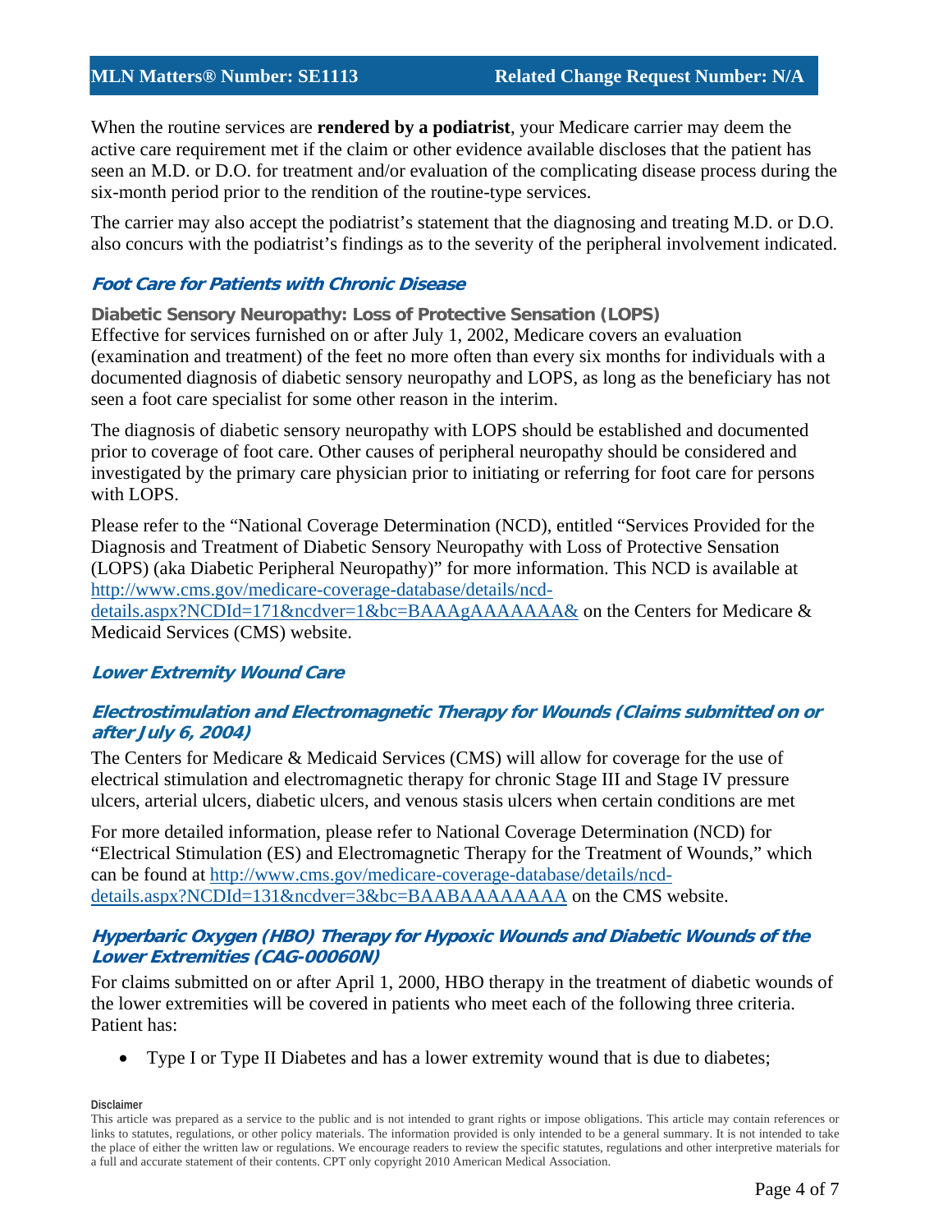When the routine services are **rendered by a podiatrist**, your Medicare carrier may deem the active care requirement met if the claim or other evidence available discloses that the patient has seen an M.D. or D.O. for treatment and/or evaluation of the complicating disease process during the six-month period prior to the rendition of the routine-type services.

The carrier may also accept the podiatrist's statement that the diagnosing and treating M.D. or D.O. also concurs with the podiatrist's findings as to the severity of the peripheral involvement indicated.

### *Foot Care for Patients with Chronic Disease*

**Diabetic Sensory Neuropathy: Loss of Protective Sensation (LOPS)**

Effective for services furnished on or after July 1, 2002, Medicare covers an evaluation (examination and treatment) of the feet no more often than every six months for individuals with a documented diagnosis of diabetic sensory neuropathy and LOPS, as long as the beneficiary has not seen a foot care specialist for some other reason in the interim.

The diagnosis of diabetic sensory neuropathy with LOPS should be established and documented prior to coverage of foot care. Other causes of peripheral neuropathy should be considered and investigated by the primary care physician prior to initiating or referring for foot care for persons with LOPS.

Please refer to the "National Coverage Determination (NCD), entitled "Services Provided for the Diagnosis and Treatment of Diabetic Sensory Neuropathy with Loss of Protective Sensation (LOPS) (aka Diabetic Peripheral Neuropathy)" for more information. This NCD is available at http://www.cms.gov/medicare-coverage-database/details/ncd-details.aspx?NCDId=171&ncdver=1&bc=BAAAgAAAAAAA& on the Centers for Medicare & Medicaid Services (CMS) website.

### *Lower Extremity Wound Care*

### *Electrostimulation and Electromagnetic Therapy for Wounds (Claims submitted on or after July 6, 2004)*

The Centers for Medicare & Medicaid Services (CMS) will allow for coverage for the use of electrical stimulation and electromagnetic therapy for chronic Stage III and Stage IV pressure ulcers, arterial ulcers, diabetic ulcers, and venous stasis ulcers when certain conditions are met

For more detailed information, please refer to National Coverage Determination (NCD) for "Electrical Stimulation (ES) and Electromagnetic Therapy for the Treatment of Wounds," which can be found at http://www.cms.gov/medicare-coverage-database/details/ncd-details.aspx?NCDId=131&ncdver=3&bc=BAABAAAAAAAA on the CMS website.

### *Hyperbaric Oxygen (HBO) Therapy for Hypoxic Wounds and Diabetic Wounds of the Lower Extremities (CAG-00060N)*

For claims submitted on or after April 1, 2000, HBO therapy in the treatment of diabetic wounds of the lower extremities will be covered in patients who meet each of the following three criteria. Patient has:

- Type I or Type II Diabetes and has a lower extremity wound that is due to diabetes;

**Disclaimer**

This article was prepared as a service to the public and is not intended to grant rights or impose obligations. This article may contain references or links to statutes, regulations, or other policy materials. The information provided is only intended to be a general summary. It is not intended to take the place of either the written law or regulations. We encourage readers to review the specific statutes, regulations and other interpretive materials for a full and accurate statement of their contents. CPT only copyright 2010 American Medical Association.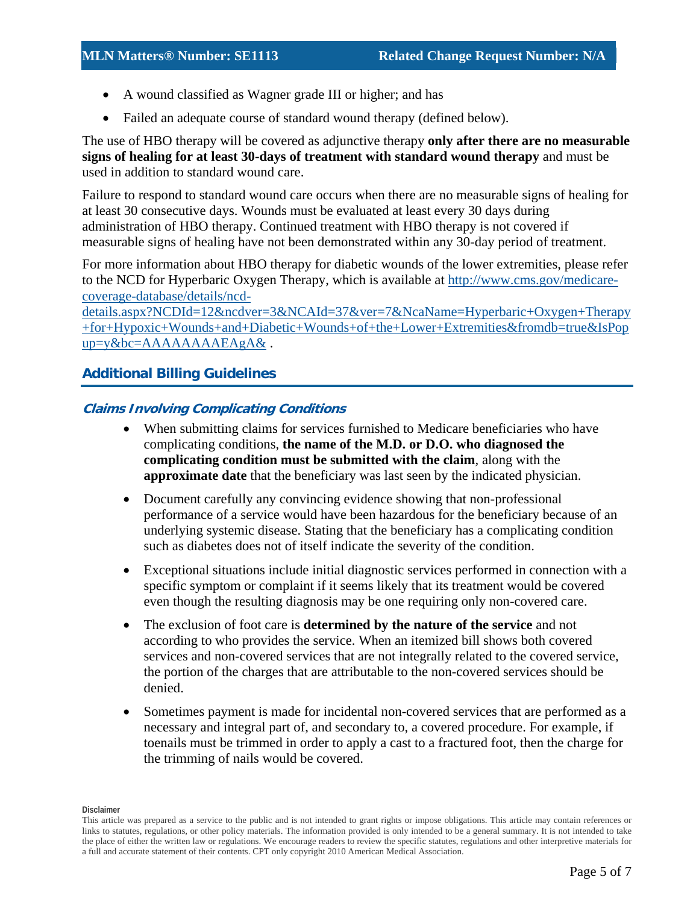- A wound classified as Wagner grade III or higher; and has
- Failed an adequate course of standard wound therapy (defined below).

The use of HBO therapy will be covered as adjunctive therapy **only after there are no measurable signs of healing for at least 30-days of treatment with standard wound therapy** and must be used in addition to standard wound care.

Failure to respond to standard wound care occurs when there are no measurable signs of healing for at least 30 consecutive days. Wounds must be evaluated at least every 30 days during administration of HBO therapy. Continued treatment with HBO therapy is not covered if measurable signs of healing have not been demonstrated within any 30-day period of treatment.

For more information about HBO therapy for diabetic wounds of the lower extremities, please refer to the NCD for Hyperbaric Oxygen Therapy, which is available at [http://www.cms.gov/medicare-coverage-database/details/ncd-details.aspx?NCDId=12&ncdver=3&NCAId=37&ver=7&NcaName=Hyperbaric+Oxygen+Therapy+for+Hypoxic+Wounds+and+Diabetic+Wounds+of+the+Lower+Extremities&fromdb=true&IsPopup=y&bc=AAAAAAAAEAgA&](http://www.cms.gov/medicare-coverage-database/details/ncd-details.aspx?NCDId=12&ncdver=3&NCAId=37&ver=7&NcaName=Hyperbaric+Oxygen+Therapy+for+Hypoxic+Wounds+and+Diabetic+Wounds+of+the+Lower+Extremities&fromdb=true&IsPopup=y&bc=AAAAAAAAEAgA&) .

## Additional Billing Guidelines

### Claims Involving Complicating Conditions

- When submitting claims for services furnished to Medicare beneficiaries who have complicating conditions, **the name of the M.D. or D.O. who diagnosed the complicating condition must be submitted with the claim**, along with the **approximate date** that the beneficiary was last seen by the indicated physician.
- Document carefully any convincing evidence showing that non-professional performance of a service would have been hazardous for the beneficiary because of an underlying systemic disease. Stating that the beneficiary has a complicating condition such as diabetes does not of itself indicate the severity of the condition.
- Exceptional situations include initial diagnostic services performed in connection with a specific symptom or complaint if it seems likely that its treatment would be covered even though the resulting diagnosis may be one requiring only non-covered care.
- The exclusion of foot care is **determined by the nature of the service** and not according to who provides the service. When an itemized bill shows both covered services and non-covered services that are not integrally related to the covered service, the portion of the charges that are attributable to the non-covered services should be denied.
- Sometimes payment is made for incidental non-covered services that are performed as a necessary and integral part of, and secondary to, a covered procedure. For example, if toenails must be trimmed in order to apply a cast to a fractured foot, then the charge for the trimming of nails would be covered.

**Disclaimer**

This article was prepared as a service to the public and is not intended to grant rights or impose obligations. This article may contain references or links to statutes, regulations, or other policy materials. The information provided is only intended to be a general summary. It is not intended to take the place of either the written law or regulations. We encourage readers to review the specific statutes, regulations and other interpretive materials for a full and accurate statement of their contents. CPT only copyright 2010 American Medical Association.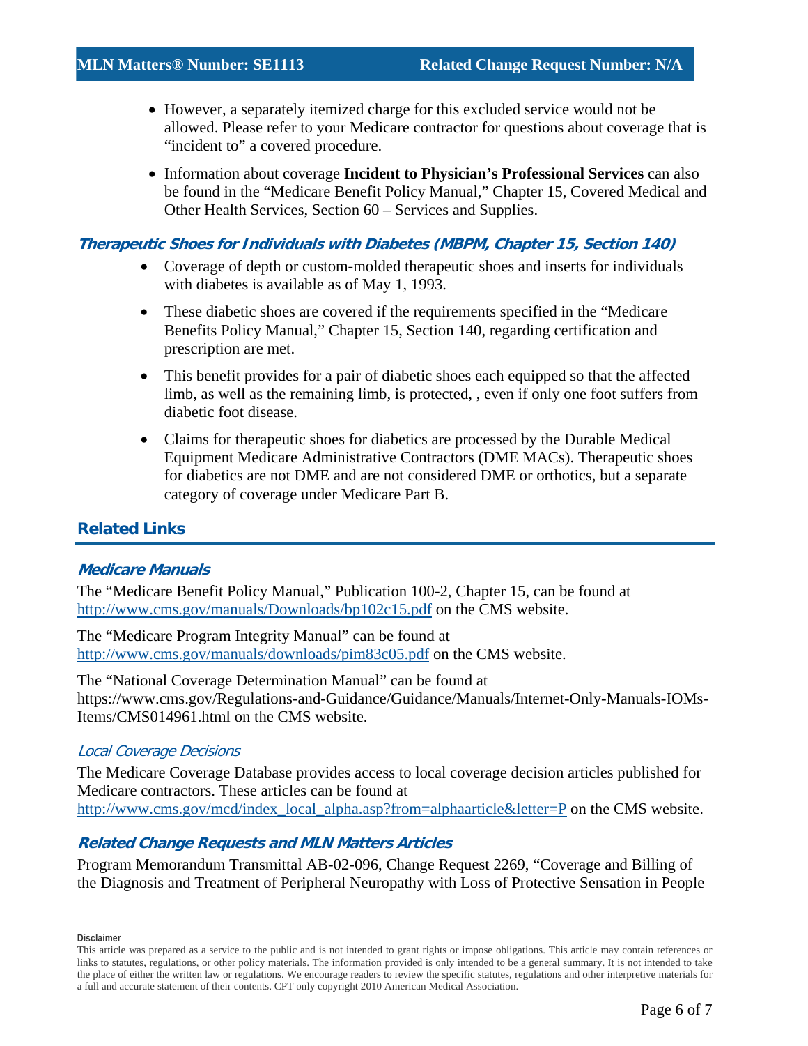- However, a separately itemized charge for this excluded service would not be allowed. Please refer to your Medicare contractor for questions about coverage that is "incident to" a covered procedure.
- Information about coverage **Incident to Physician's Professional Services** can also be found in the "Medicare Benefit Policy Manual," Chapter 15, Covered Medical and Other Health Services, Section 60 – Services and Supplies.

### *Therapeutic Shoes for Individuals with Diabetes (MBPM, Chapter 15, Section 140)*

- Coverage of depth or custom-molded therapeutic shoes and inserts for individuals with diabetes is available as of May 1, 1993.
- These diabetic shoes are covered if the requirements specified in the "Medicare Benefits Policy Manual," Chapter 15, Section 140, regarding certification and prescription are met.
- This benefit provides for a pair of diabetic shoes each equipped so that the affected limb, as well as the remaining limb, is protected, , even if only one foot suffers from diabetic foot disease.
- Claims for therapeutic shoes for diabetics are processed by the Durable Medical Equipment Medicare Administrative Contractors (DME MACs). Therapeutic shoes for diabetics are not DME and are not considered DME or orthotics, but a separate category of coverage under Medicare Part B.

## Related Links

### *Medicare Manuals*

The "Medicare Benefit Policy Manual," Publication 100-2, Chapter 15, can be found at http://www.cms.gov/manuals/Downloads/bp102c15.pdf on the CMS website.

The "Medicare Program Integrity Manual" can be found at http://www.cms.gov/manuals/downloads/pim83c05.pdf on the CMS website.

The "National Coverage Determination Manual" can be found at https://www.cms.gov/Regulations-and-Guidance/Guidance/Manuals/Internet-Only-Manuals-IOMs-Items/CMS014961.html on the CMS website.

### *Local Coverage Decisions*

The Medicare Coverage Database provides access to local coverage decision articles published for Medicare contractors. These articles can be found at http://www.cms.gov/mcd/index_local_alpha.asp?from=alphaarticle&letter=P on the CMS website.

### *Related Change Requests and MLN Matters Articles*

Program Memorandum Transmittal AB-02-096, Change Request 2269, "Coverage and Billing of the Diagnosis and Treatment of Peripheral Neuropathy with Loss of Protective Sensation in People

**Disclaimer**

This article was prepared as a service to the public and is not intended to grant rights or impose obligations. This article may contain references or links to statutes, regulations, or other policy materials. The information provided is only intended to be a general summary. It is not intended to take the place of either the written law or regulations. We encourage readers to review the specific statutes, regulations and other interpretive materials for a full and accurate statement of their contents. CPT only copyright 2010 American Medical Association.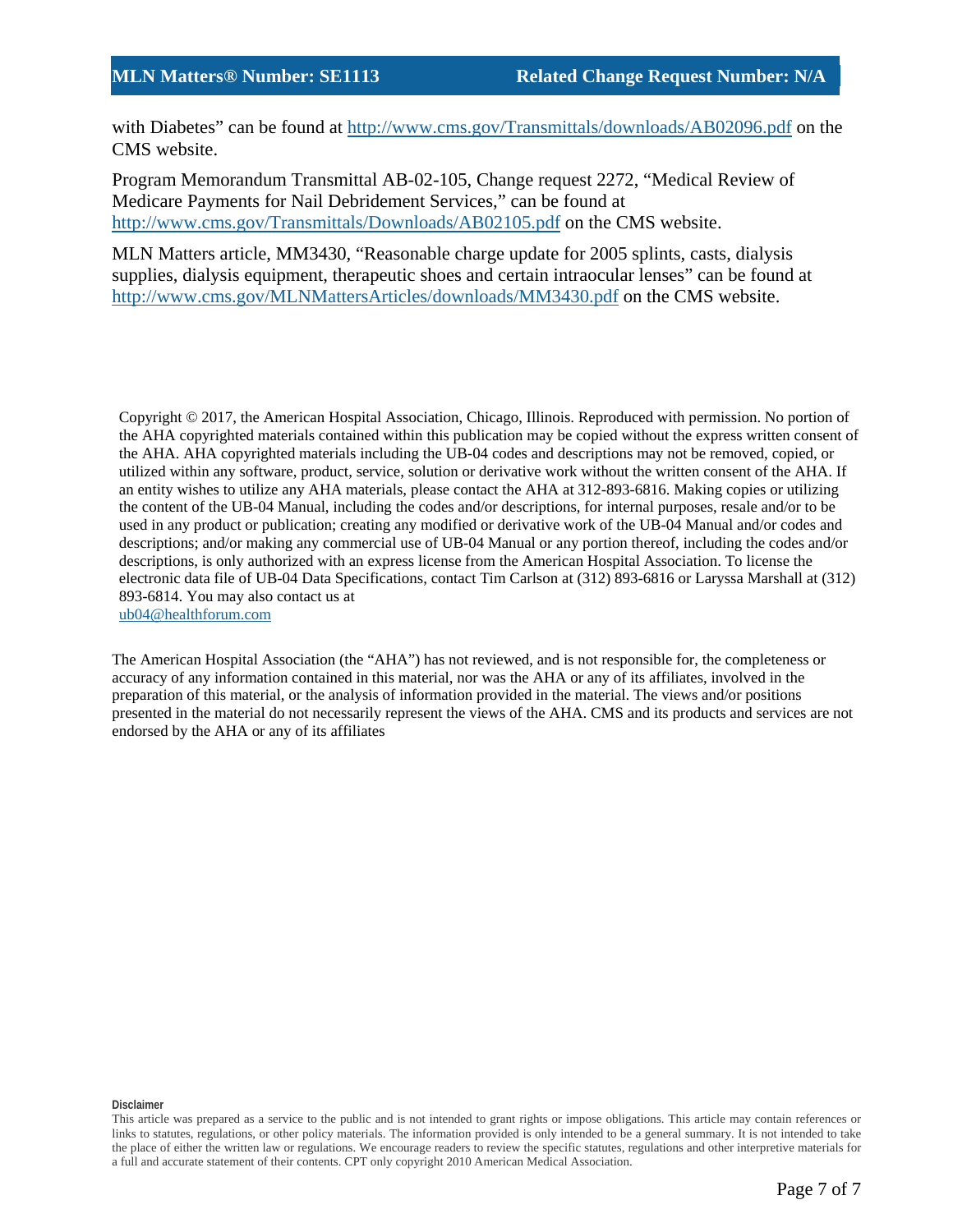with Diabetes" can be found at http://www.cms.gov/Transmittals/downloads/AB02096.pdf on the CMS website.

Program Memorandum Transmittal AB-02-105, Change request 2272, "Medical Review of Medicare Payments for Nail Debridement Services," can be found at http://www.cms.gov/Transmittals/Downloads/AB02105.pdf on the CMS website.

MLN Matters article, MM3430, "Reasonable charge update for 2005 splints, casts, dialysis supplies, dialysis equipment, therapeutic shoes and certain intraocular lenses" can be found at http://www.cms.gov/MLNMattersArticles/downloads/MM3430.pdf on the CMS website.

Copyright © 2017, the American Hospital Association, Chicago, Illinois. Reproduced with permission. No portion of the AHA copyrighted materials contained within this publication may be copied without the express written consent of the AHA. AHA copyrighted materials including the UB-04 codes and descriptions may not be removed, copied, or utilized within any software, product, service, solution or derivative work without the written consent of the AHA. If an entity wishes to utilize any AHA materials, please contact the AHA at 312-893-6816. Making copies or utilizing the content of the UB-04 Manual, including the codes and/or descriptions, for internal purposes, resale and/or to be used in any product or publication; creating any modified or derivative work of the UB-04 Manual and/or codes and descriptions; and/or making any commercial use of UB-04 Manual or any portion thereof, including the codes and/or descriptions, is only authorized with an express license from the American Hospital Association. To license the electronic data file of UB-04 Data Specifications, contact Tim Carlson at (312) 893-6816 or Laryssa Marshall at (312) 893-6814. You may also contact us at ub04@healthforum.com

The American Hospital Association (the "AHA") has not reviewed, and is not responsible for, the completeness or accuracy of any information contained in this material, nor was the AHA or any of its affiliates, involved in the preparation of this material, or the analysis of information provided in the material. The views and/or positions presented in the material do not necessarily represent the views of the AHA. CMS and its products and services are not endorsed by the AHA or any of its affiliates

**Disclaimer**

This article was prepared as a service to the public and is not intended to grant rights or impose obligations. This article may contain references or links to statutes, regulations, or other policy materials. The information provided is only intended to be a general summary. It is not intended to take the place of either the written law or regulations. We encourage readers to review the specific statutes, regulations and other interpretive materials for a full and accurate statement of their contents. CPT only copyright 2010 American Medical Association.